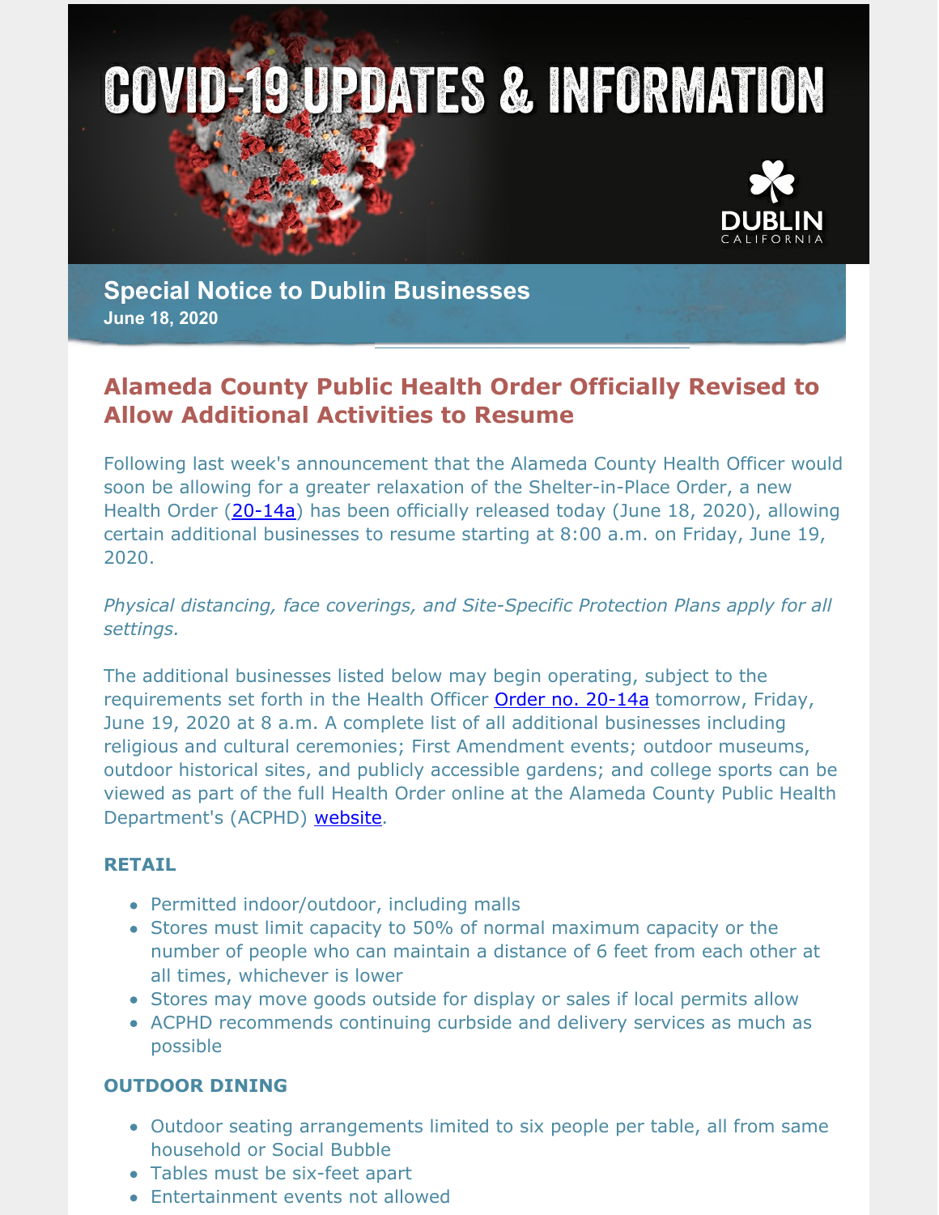# COVID-19 UPDATES & INFORMATION

DUBLIN
CALIFORNIA

## Special Notice to Dublin Businesses

**June 18, 2020**

## Alameda County Public Health Order Officially Revised to Allow Additional Activities to Resume

Following last week's announcement that the Alameda County Health Officer would soon be allowing for a greater relaxation of the Shelter-in-Place Order, a new Health Order (20-14a) has been officially released today (June 18, 2020), allowing certain additional businesses to resume starting at 8:00 a.m. on Friday, June 19, 2020.

*Physical distancing, face coverings, and Site-Specific Protection Plans apply for all settings.*

The additional businesses listed below may begin operating, subject to the requirements set forth in the Health Officer Order no. 20-14a tomorrow, Friday, June 19, 2020 at 8 a.m. A complete list of all additional businesses including religious and cultural ceremonies; First Amendment events; outdoor museums, outdoor historical sites, and publicly accessible gardens; and college sports can be viewed as part of the full Health Order online at the Alameda County Public Health Department's (ACPHD) website.

### RETAIL

- Permitted indoor/outdoor, including malls
- Stores must limit capacity to 50% of normal maximum capacity or the number of people who can maintain a distance of 6 feet from each other at all times, whichever is lower
- Stores may move goods outside for display or sales if local permits allow
- ACPHD recommends continuing curbside and delivery services as much as possible

### OUTDOOR DINING

- Outdoor seating arrangements limited to six people per table, all from same household or Social Bubble
- Tables must be six-feet apart
- Entertainment events not allowed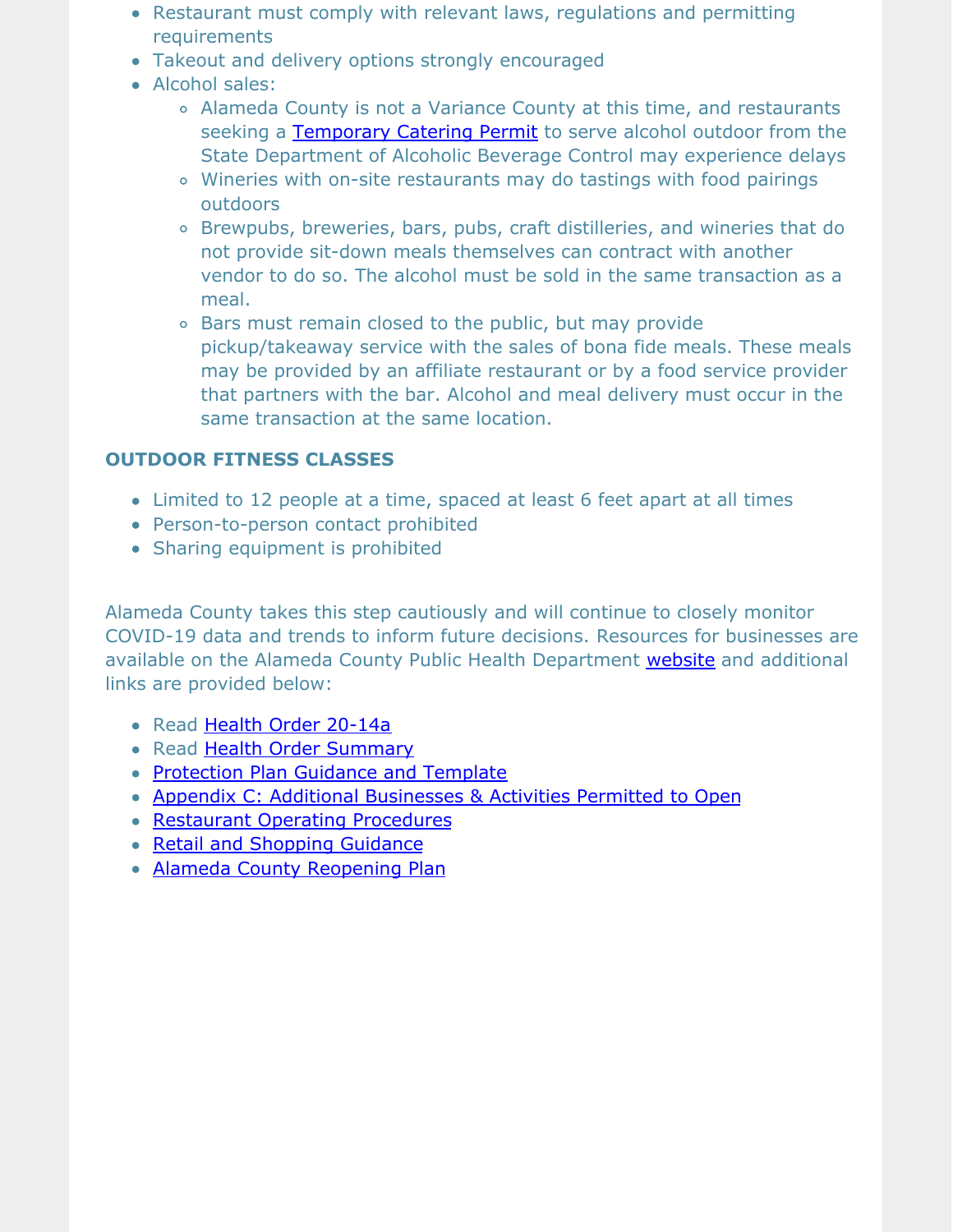- Restaurant must comply with relevant laws, regulations and permitting requirements
- Takeout and delivery options strongly encouraged
- Alcohol sales:
  - Alameda County is not a Variance County at this time, and restaurants seeking a Temporary Catering Permit to serve alcohol outdoor from the State Department of Alcoholic Beverage Control may experience delays
  - Wineries with on-site restaurants may do tastings with food pairings outdoors
  - Brewpubs, breweries, bars, pubs, craft distilleries, and wineries that do not provide sit-down meals themselves can contract with another vendor to do so. The alcohol must be sold in the same transaction as a meal.
  - Bars must remain closed to the public, but may provide pickup/takeaway service with the sales of bona fide meals. These meals may be provided by an affiliate restaurant or by a food service provider that partners with the bar. Alcohol and meal delivery must occur in the same transaction at the same location.

**OUTDOOR FITNESS CLASSES**

- Limited to 12 people at a time, spaced at least 6 feet apart at all times
- Person-to-person contact prohibited
- Sharing equipment is prohibited

Alameda County takes this step cautiously and will continue to closely monitor COVID-19 data and trends to inform future decisions. Resources for businesses are available on the Alameda County Public Health Department website and additional links are provided below:

- Read Health Order 20-14a
- Read Health Order Summary
- Protection Plan Guidance and Template
- Appendix C: Additional Businesses & Activities Permitted to Open
- Restaurant Operating Procedures
- Retail and Shopping Guidance
- Alameda County Reopening Plan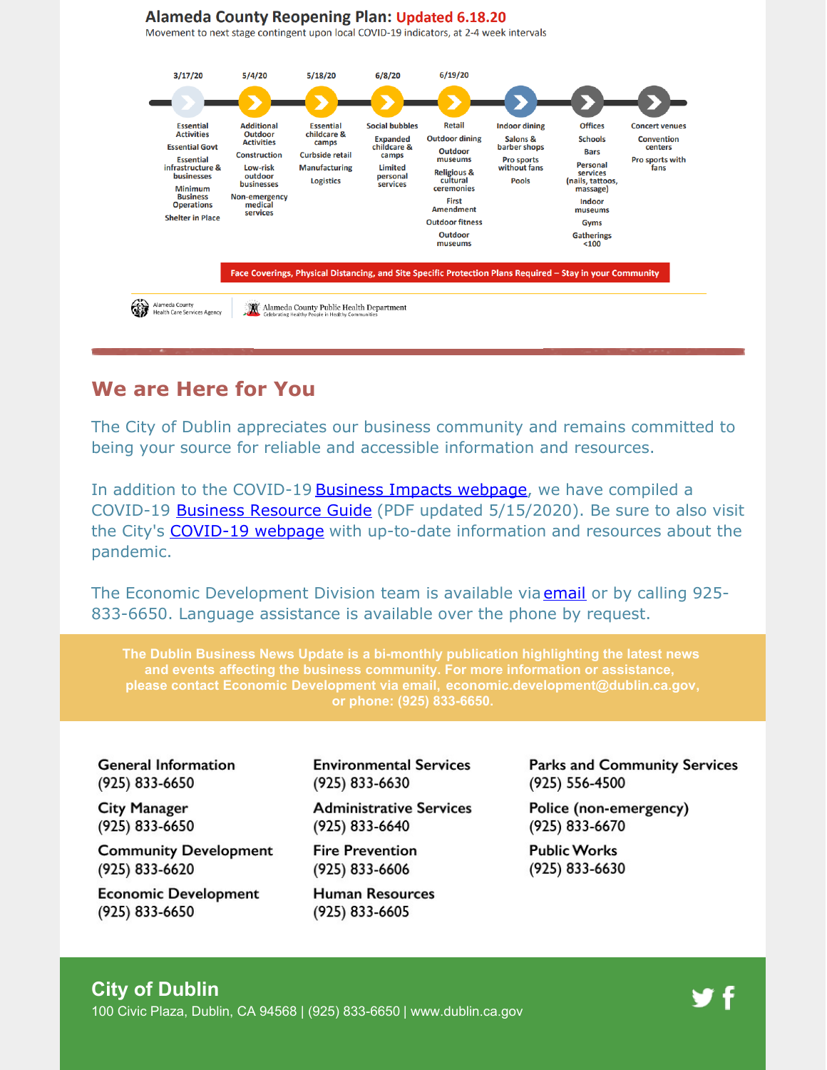## Alameda County Reopening Plan: Updated 6.18.20

Movement to next stage contingent upon local COVID-19 indicators, at 2-4 week intervals

3/17/20
Essential Activities
Essential Govt
Essential infrastructure & businesses
Minimum Business Operations
Shelter in Place

5/4/20
Additional Outdoor Activities
Construction
Low-risk outdoor businesses
Non-emergency medical services

5/18/20
Essential childcare & camps
Curbside retail
Manufacturing
Logistics

6/8/20
Social bubbles
Expanded childcare & camps
Limited personal services

6/19/20
Retail
Outdoor dining
Outdoor museums
Religious & cultural ceremonies
First Amendment
Outdoor fitness
Outdoor museums

Indoor dining
Salons & barber shops
Pro sports without fans
Pools

Offices
Schools
Bars
Personal services (nails, tattoos, massage)
Indoor museums
Gyms
Gatherings <100

Concert venues
Convention centers
Pro sports with fans

Face Coverings, Physical Distancing, and Site Specific Protection Plans Required – Stay in your Community

Alameda County Health Care Services Agency | Alameda County Public Health Department – Celebrating Healthy People in Healthy Communities

## We are Here for You

The City of Dublin appreciates our business community and remains committed to being your source for reliable and accessible information and resources.

In addition to the COVID-19 Business Impacts webpage, we have compiled a COVID-19 Business Resource Guide (PDF updated 5/15/2020). Be sure to also visit the City's COVID-19 webpage with up-to-date information and resources about the pandemic.

The Economic Development Division team is available via email or by calling 925-833-6650. Language assistance is available over the phone by request.

**The Dublin Business News Update is a bi-monthly publication highlighting the latest news and events affecting the business community. For more information or assistance, please contact Economic Development via email, economic.development@dublin.ca.gov, or phone: (925) 833-6650.**

**General Information**
(925) 833-6650

**City Manager**
(925) 833-6650

**Community Development**
(925) 833-6620

**Economic Development**
(925) 833-6650

**Environmental Services**
(925) 833-6630

**Administrative Services**
(925) 833-6640

**Fire Prevention**
(925) 833-6606

**Human Resources**
(925) 833-6605

**Parks and Community Services**
(925) 556-4500

**Police (non-emergency)**
(925) 833-6670

**Public Works**
(925) 833-6630

**City of Dublin**
100 Civic Plaza, Dublin, CA 94568 | (925) 833-6650 | www.dublin.ca.gov